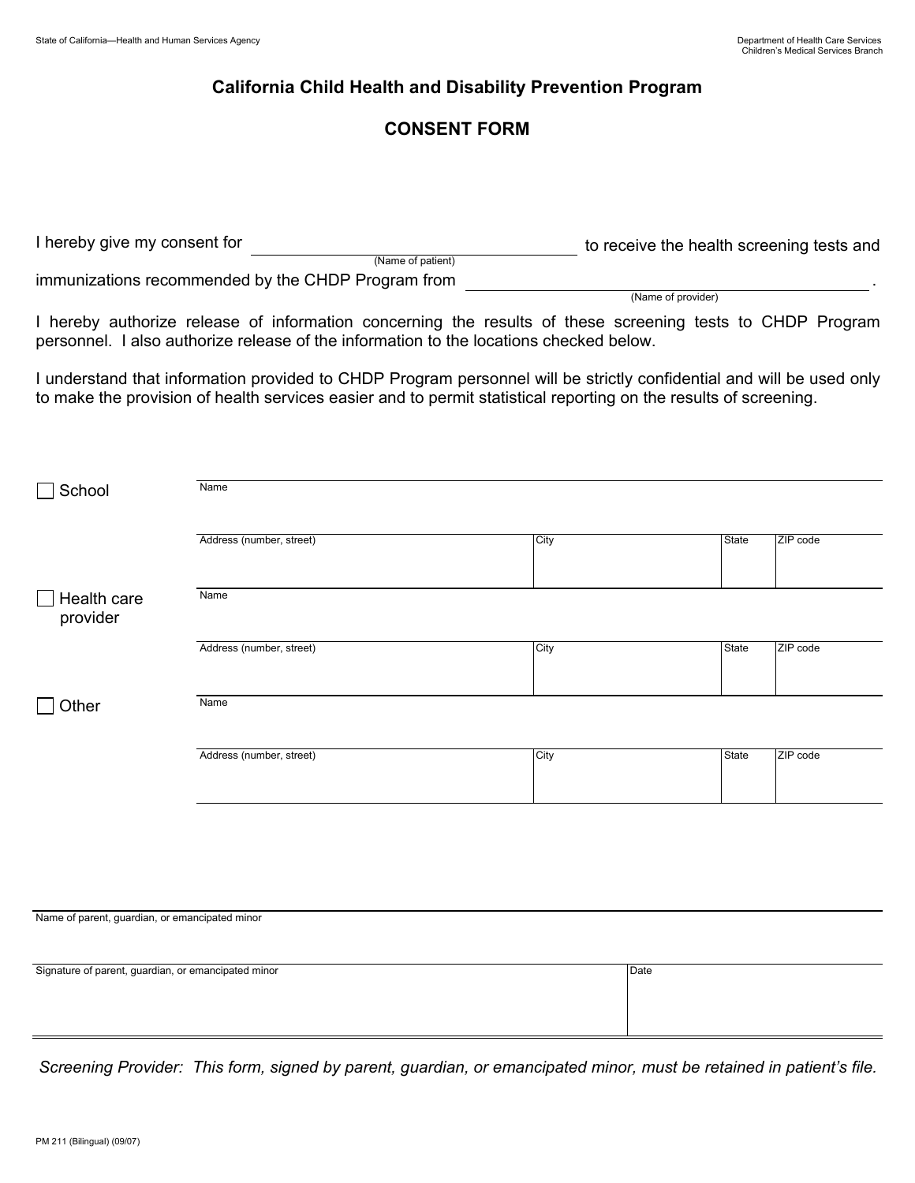State of California—Health and Human Services Agency

Department of Health Care Services
Children's Medical Services Branch

# California Child Health and Disability Prevention Program

## CONSENT FORM

I hereby give my consent for ______________________________ (Name of patient) to receive the health screening tests and immunizations recommended by the CHDP Program from ______________________________ (Name of provider).

I hereby authorize release of information concerning the results of these screening tests to CHDP Program personnel. I also authorize release of the information to the locations checked below.

I understand that information provided to CHDP Program personnel will be strictly confidential and will be used only to make the provision of health services easier and to permit statistical reporting on the results of screening.

| | | | | |
|---|---|---|---|---|
| ☐ School | Name | | | |
| | Address (number, street) | City | State | ZIP code |
| ☐ Health care provider | Name | | | |
| | Address (number, street) | City | State | ZIP code |
| ☐ Other | Name | | | |
| | Address (number, street) | City | State | ZIP code |

| | |
|---|---|
| Name of parent, guardian, or emancipated minor | |
| Signature of parent, guardian, or emancipated minor | Date |

*Screening Provider: This form, signed by parent, guardian, or emancipated minor, must be retained in patient's file.*

PM 211 (Bilingual) (09/07)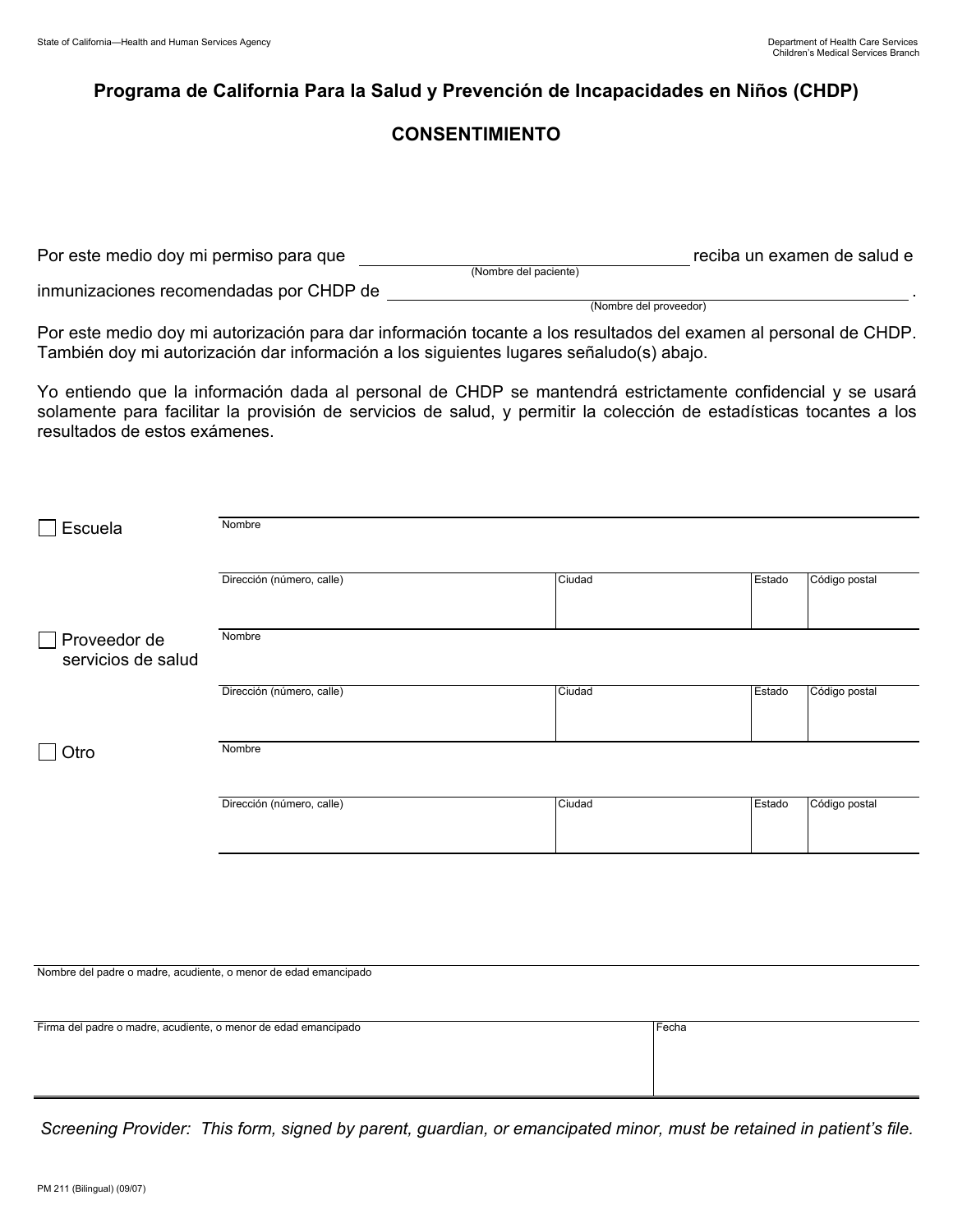# Programa de California Para la Salud y Prevención de Incapacidades en Niños (CHDP)

## CONSENTIMIENTO

Por este medio doy mi permiso para que \_\_\_\_\_\_\_\_\_\_\_\_\_\_\_\_\_\_\_\_\_\_\_\_\_\_\_\_\_\_ reciba un examen de salud e
(Nombre del paciente)

inmunizaciones recomendadas por CHDP de \_\_\_\_\_\_\_\_\_\_\_\_\_\_\_\_\_\_\_\_\_\_\_\_\_\_\_\_\_\_\_\_\_\_\_\_\_\_ .
(Nombre del proveedor)

Por este medio doy mi autorización para dar información tocante a los resultados del examen al personal de CHDP. También doy mi autorización dar información a los siguientes lugares señaludo(s) abajo.

Yo entiendo que la información dada al personal de CHDP se mantendrá estrictamente confidencial y se usará solamente para facilitar la provisión de servicios de salud, y permitir la colección de estadísticas tocantes a los resultados de estos exámenes.

| | | | | |
|---|---|---|---|---|
| ☐ Escuela | Nombre | | | |
| | Dirección (número, calle) | Ciudad | Estado | Código postal |
| ☐ Proveedor de servicios de salud | Nombre | | | |
| | Dirección (número, calle) | Ciudad | Estado | Código postal |
| ☐ Otro | Nombre | | | |
| | Dirección (número, calle) | Ciudad | Estado | Código postal |

| | |
|---|---|
| Nombre del padre o madre, acudiente, o menor de edad emancipado | |
| Firma del padre o madre, acudiente, o menor de edad emancipado | Fecha |

*Screening Provider: This form, signed by parent, guardian, or emancipated minor, must be retained in patient's file.*

PM 211 (Bilingual) (09/07)